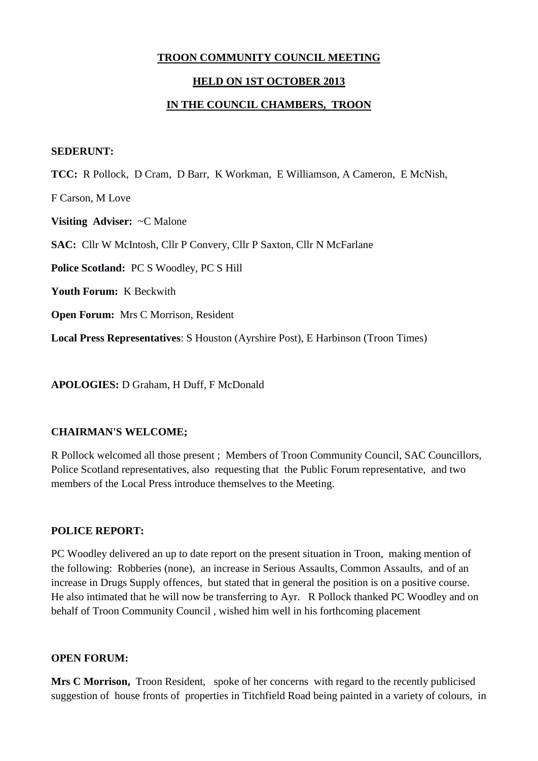**TROON COMMUNITY COUNCIL MEETING**

**HELD ON 1ST OCTOBER 2013**

**IN THE COUNCIL CHAMBERS, TROON**

**SEDERUNT:**

**TCC:** R Pollock, D Cram, D Barr, K Workman, E Williamson, A Cameron, E McNish, F Carson, M Love

**Visiting Adviser:** ~C Malone

**SAC:** Cllr W McIntosh, Cllr P Convery, Cllr P Saxton, Cllr N McFarlane

**Police Scotland:** PC S Woodley, PC S Hill

**Youth Forum:** K Beckwith

**Open Forum:** Mrs C Morrison, Resident

**Local Press Representatives**: S Houston (Ayrshire Post), E Harbinson (Troon Times)

**APOLOGIES:** D Graham, H Duff, F McDonald

**CHAIRMAN'S WELCOME;**

R Pollock welcomed all those present ; Members of Troon Community Council, SAC Councillors, Police Scotland representatives, also requesting that the Public Forum representative, and two members of the Local Press introduce themselves to the Meeting.

**POLICE REPORT:**

PC Woodley delivered an up to date report on the present situation in Troon, making mention of the following: Robberies (none), an increase in Serious Assaults, Common Assaults, and of an increase in Drugs Supply offences, but stated that in general the position is on a positive course. He also intimated that he will now be transferring to Ayr. R Pollock thanked PC Woodley and on behalf of Troon Community Council , wished him well in his forthcoming placement

**OPEN FORUM:**

**Mrs C Morrison,** Troon Resident, spoke of her concerns with regard to the recently publicised suggestion of house fronts of properties in Titchfield Road being painted in a variety of colours, in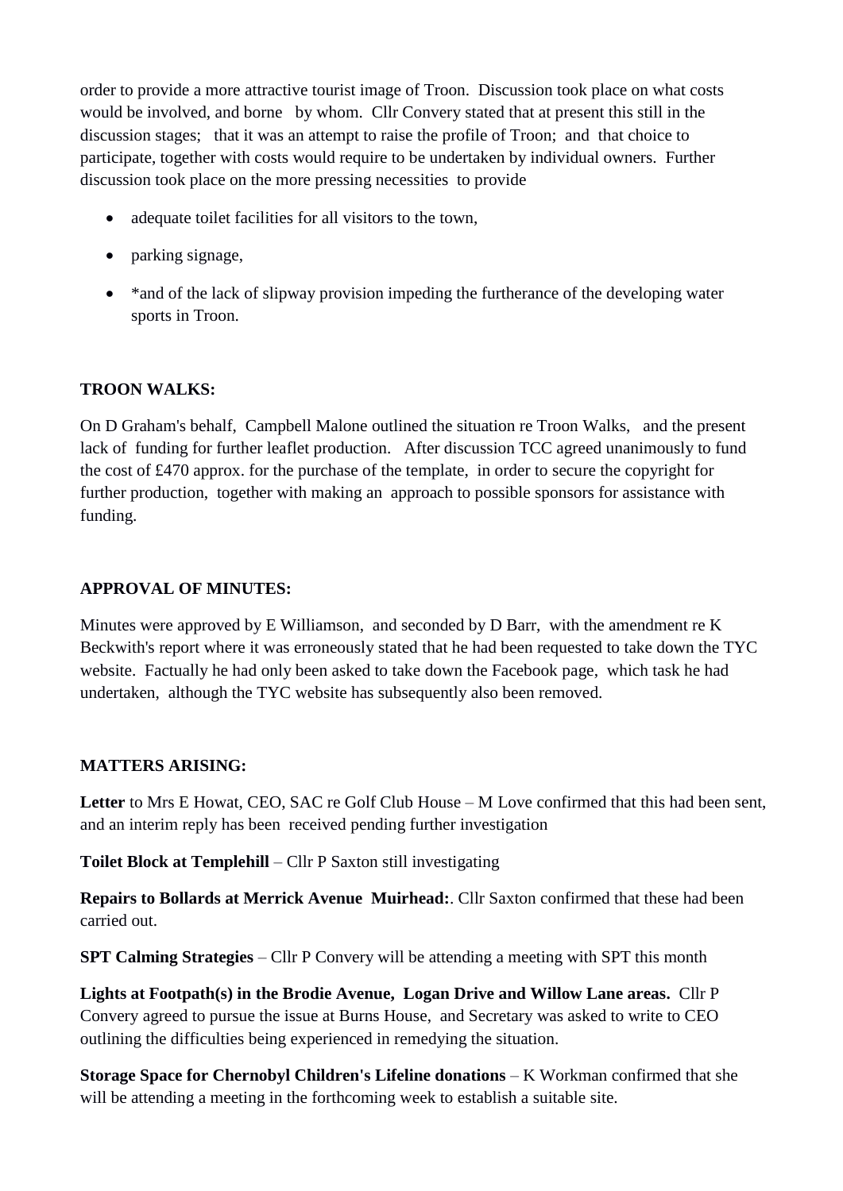order to provide a more attractive tourist image of Troon. Discussion took place on what costs would be involved, and borne by whom. Cllr Convery stated that at present this still in the discussion stages; that it was an attempt to raise the profile of Troon; and that choice to participate, together with costs would require to be undertaken by individual owners. Further discussion took place on the more pressing necessities to provide

- adequate toilet facilities for all visitors to the town,
- parking signage,
- *and of the lack of slipway provision impeding the furtherance of the developing water sports in Troon.

**TROON WALKS:**

On D Graham's behalf, Campbell Malone outlined the situation re Troon Walks, and the present lack of funding for further leaflet production. After discussion TCC agreed unanimously to fund the cost of £470 approx. for the purchase of the template, in order to secure the copyright for further production, together with making an approach to possible sponsors for assistance with funding.

**APPROVAL OF MINUTES:**

Minutes were approved by E Williamson, and seconded by D Barr, with the amendment re K Beckwith's report where it was erroneously stated that he had been requested to take down the TYC website. Factually he had only been asked to take down the Facebook page, which task he had undertaken, although the TYC website has subsequently also been removed.

**MATTERS ARISING:**

**Letter** to Mrs E Howat, CEO, SAC re Golf Club House – M Love confirmed that this had been sent, and an interim reply has been received pending further investigation

**Toilet Block at Templehill** – Cllr P Saxton still investigating

**Repairs to Bollards at Merrick Avenue Muirhead:**. Cllr Saxton confirmed that these had been carried out.

**SPT Calming Strategies** – Cllr P Convery will be attending a meeting with SPT this month

**Lights at Footpath(s) in the Brodie Avenue, Logan Drive and Willow Lane areas.** Cllr P Convery agreed to pursue the issue at Burns House, and Secretary was asked to write to CEO outlining the difficulties being experienced in remedying the situation.

**Storage Space for Chernobyl Children's Lifeline donations** – K Workman confirmed that she will be attending a meeting in the forthcoming week to establish a suitable site.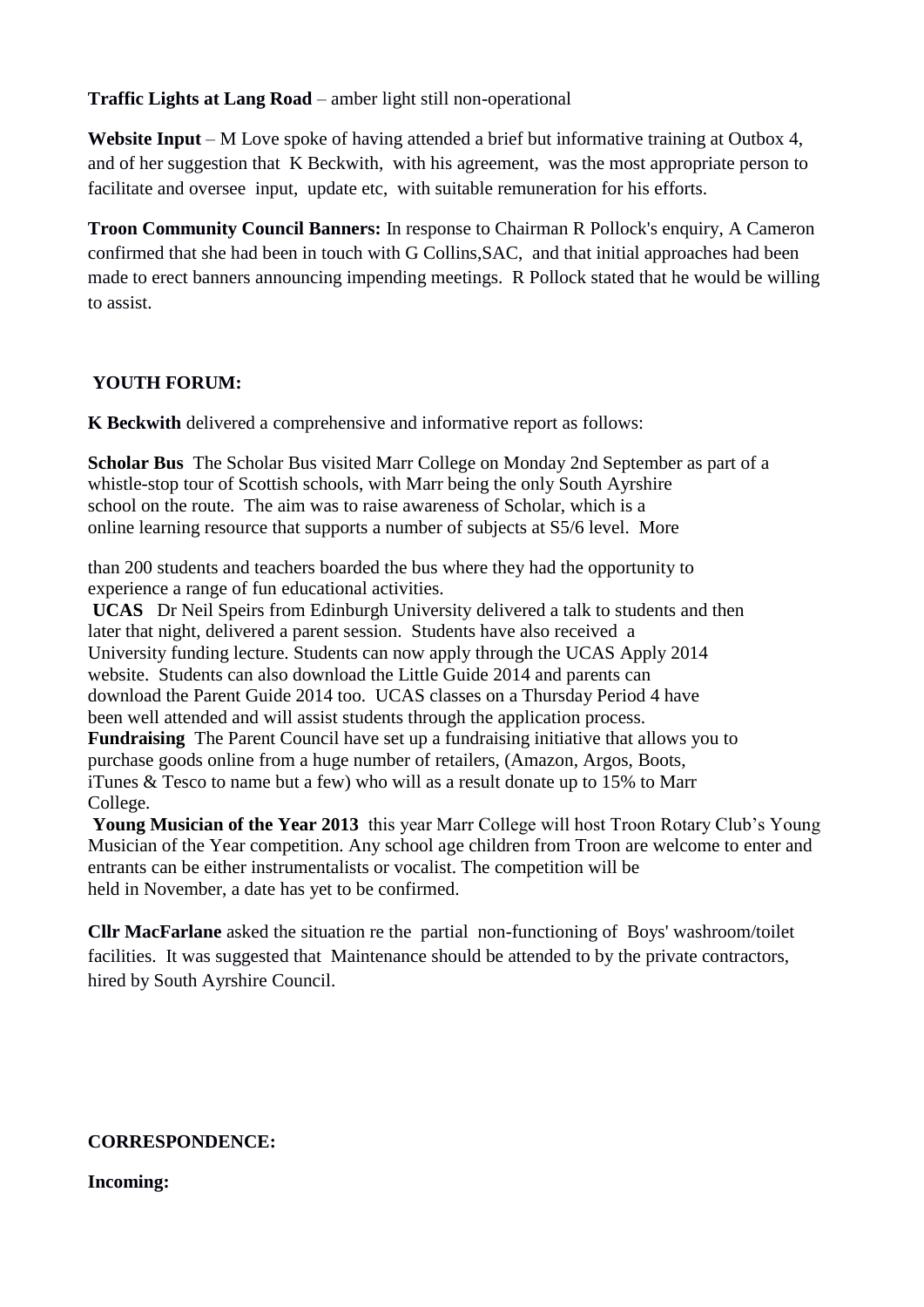**Traffic Lights at Lang Road** – amber light still non-operational

**Website Input** – M Love spoke of having attended a brief but informative training at Outbox 4, and of her suggestion that K Beckwith, with his agreement, was the most appropriate person to facilitate and oversee input, update etc, with suitable remuneration for his efforts.

**Troon Community Council Banners:** In response to Chairman R Pollock's enquiry, A Cameron confirmed that she had been in touch with G Collins,SAC, and that initial approaches had been made to erect banners announcing impending meetings. R Pollock stated that he would be willing to assist.

**YOUTH FORUM:**

**K Beckwith** delivered a comprehensive and informative report as follows:

**Scholar Bus** The Scholar Bus visited Marr College on Monday 2nd September as part of a whistle-stop tour of Scottish schools, with Marr being the only South Ayrshire school on the route. The aim was to raise awareness of Scholar, which is a online learning resource that supports a number of subjects at S5/6 level. More than 200 students and teachers boarded the bus where they had the opportunity to experience a range of fun educational activities.

**UCAS** Dr Neil Speirs from Edinburgh University delivered a talk to students and then later that night, delivered a parent session. Students have also received a University funding lecture. Students can now apply through the UCAS Apply 2014 website. Students can also download the Little Guide 2014 and parents can download the Parent Guide 2014 too. UCAS classes on a Thursday Period 4 have been well attended and will assist students through the application process.

**Fundraising** The Parent Council have set up a fundraising initiative that allows you to purchase goods online from a huge number of retailers, (Amazon, Argos, Boots, iTunes & Tesco to name but a few) who will as a result donate up to 15% to Marr College.

**Young Musician of the Year 2013** this year Marr College will host Troon Rotary Club's Young Musician of the Year competition. Any school age children from Troon are welcome to enter and entrants can be either instrumentalists or vocalist. The competition will be held in November, a date has yet to be confirmed.

**Cllr MacFarlane** asked the situation re the partial non-functioning of Boys' washroom/toilet facilities. It was suggested that Maintenance should be attended to by the private contractors, hired by South Ayrshire Council.

**CORRESPONDENCE:**

**Incoming:**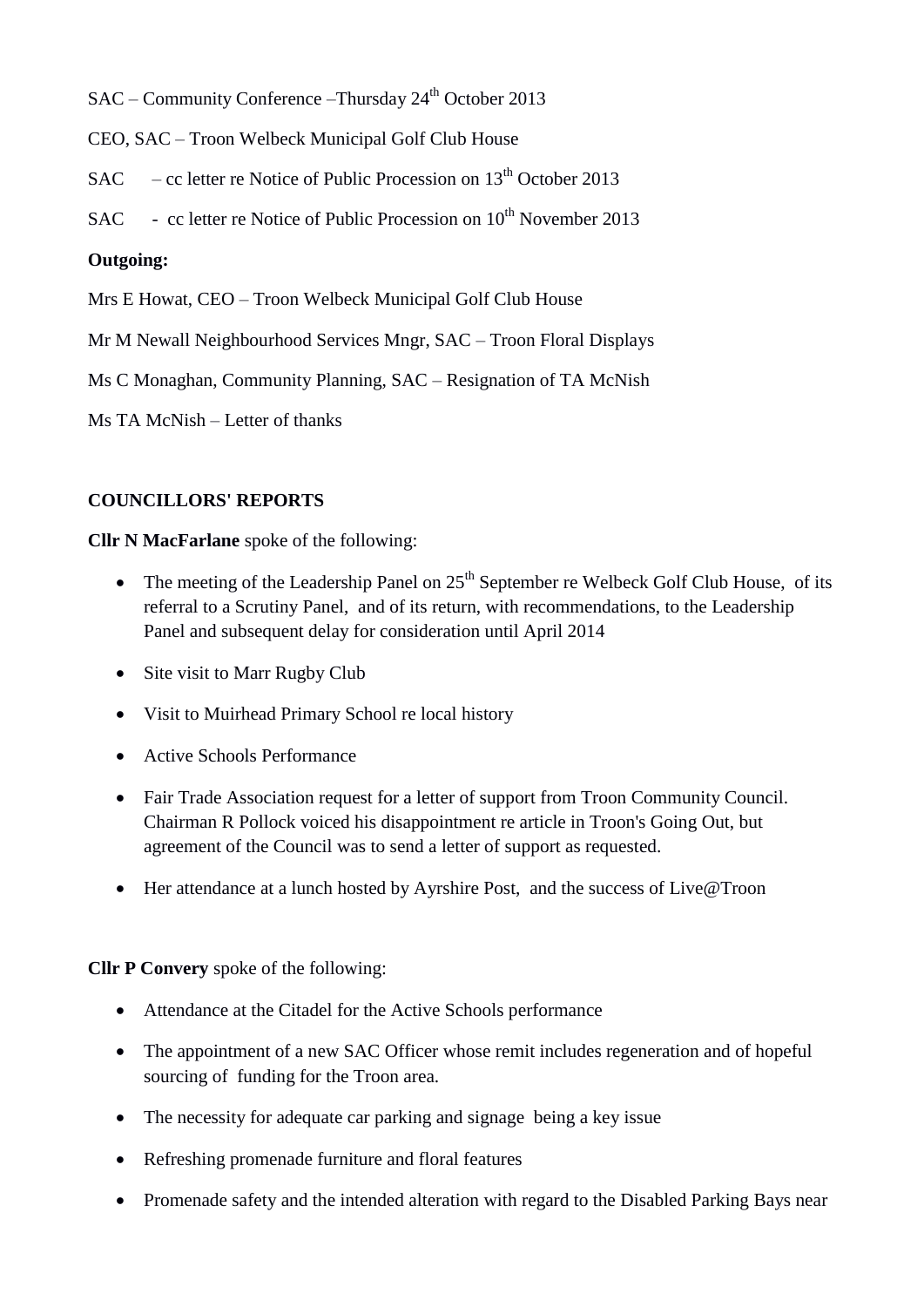SAC – Community Conference –Thursday 24th October 2013

CEO, SAC – Troon Welbeck Municipal Golf Club House

SAC – cc letter re Notice of Public Procession on 13th October 2013

SAC - cc letter re Notice of Public Procession on 10th November 2013

**Outgoing:**

Mrs E Howat, CEO – Troon Welbeck Municipal Golf Club House

Mr M Newall Neighbourhood Services Mngr, SAC – Troon Floral Displays

Ms C Monaghan, Community Planning, SAC – Resignation of TA McNish

Ms TA McNish – Letter of thanks

**COUNCILLORS' REPORTS**

**Cllr N MacFarlane** spoke of the following:

- The meeting of the Leadership Panel on 25th September re Welbeck Golf Club House, of its referral to a Scrutiny Panel, and of its return, with recommendations, to the Leadership Panel and subsequent delay for consideration until April 2014
- Site visit to Marr Rugby Club
- Visit to Muirhead Primary School re local history
- Active Schools Performance
- Fair Trade Association request for a letter of support from Troon Community Council. Chairman R Pollock voiced his disappointment re article in Troon's Going Out, but agreement of the Council was to send a letter of support as requested.
- Her attendance at a lunch hosted by Ayrshire Post, and the success of Live@Troon

**Cllr P Convery** spoke of the following:

- Attendance at the Citadel for the Active Schools performance
- The appointment of a new SAC Officer whose remit includes regeneration and of hopeful sourcing of funding for the Troon area.
- The necessity for adequate car parking and signage being a key issue
- Refreshing promenade furniture and floral features
- Promenade safety and the intended alteration with regard to the Disabled Parking Bays near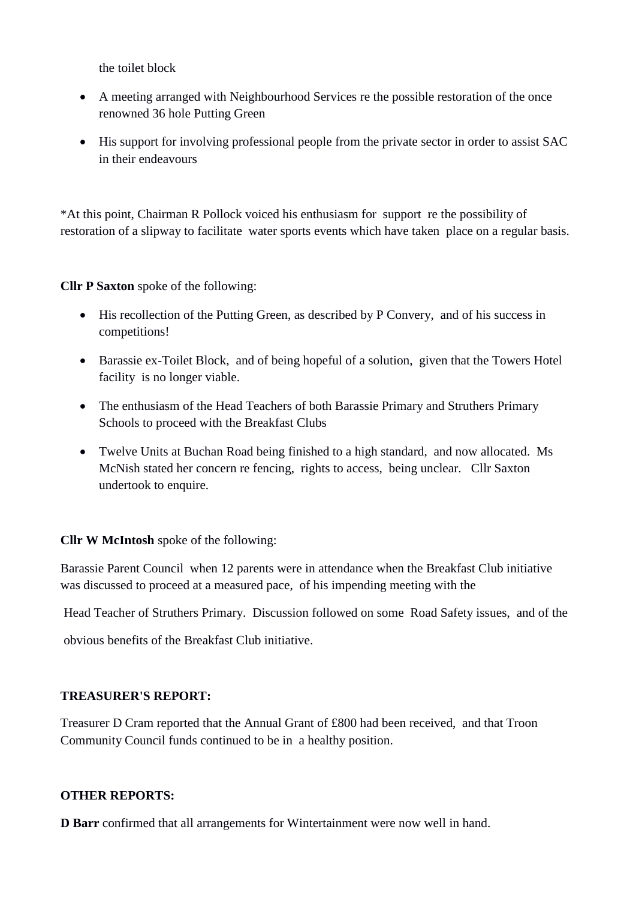the toilet block

- A meeting arranged with Neighbourhood Services re the possible restoration of the once renowned 36 hole Putting Green
- His support for involving professional people from the private sector in order to assist SAC in their endeavours

*At this point, Chairman R Pollock voiced his enthusiasm for support re the possibility of restoration of a slipway to facilitate water sports events which have taken place on a regular basis.

**Cllr P Saxton** spoke of the following:

- His recollection of the Putting Green, as described by P Convery, and of his success in competitions!
- Barassie ex-Toilet Block, and of being hopeful of a solution, given that the Towers Hotel facility is no longer viable.
- The enthusiasm of the Head Teachers of both Barassie Primary and Struthers Primary Schools to proceed with the Breakfast Clubs
- Twelve Units at Buchan Road being finished to a high standard, and now allocated. Ms McNish stated her concern re fencing, rights to access, being unclear. Cllr Saxton undertook to enquire.

**Cllr W McIntosh** spoke of the following:

Barassie Parent Council when 12 parents were in attendance when the Breakfast Club initiative was discussed to proceed at a measured pace, of his impending meeting with the

Head Teacher of Struthers Primary. Discussion followed on some Road Safety issues, and of the

obvious benefits of the Breakfast Club initiative.

**TREASURER'S REPORT:**

Treasurer D Cram reported that the Annual Grant of £800 had been received, and that Troon Community Council funds continued to be in a healthy position.

**OTHER REPORTS:**

**D Barr** confirmed that all arrangements for Wintertainment were now well in hand.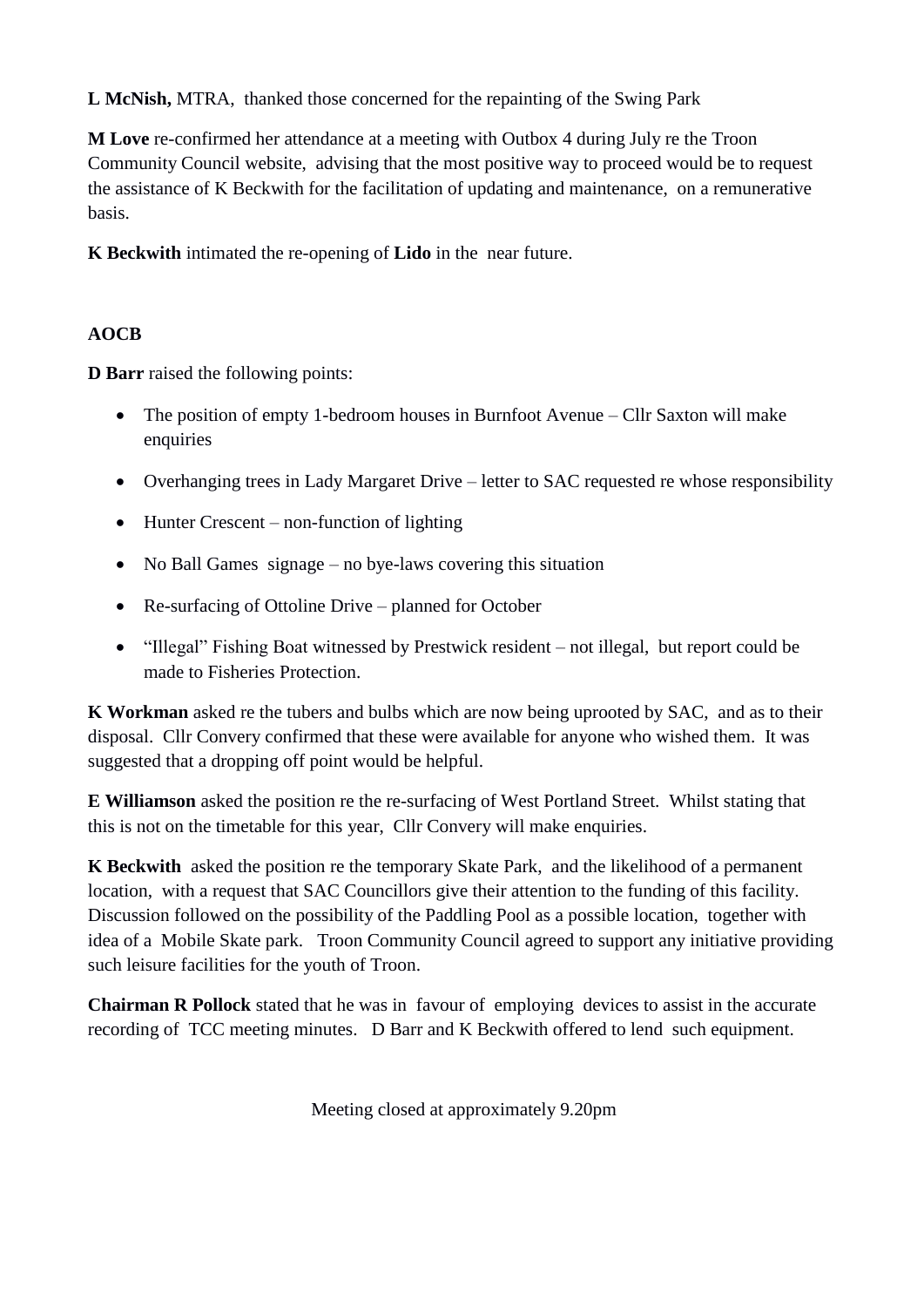**L McNish,** MTRA, thanked those concerned for the repainting of the Swing Park

**M Love** re-confirmed her attendance at a meeting with Outbox 4 during July re the Troon Community Council website, advising that the most positive way to proceed would be to request the assistance of K Beckwith for the facilitation of updating and maintenance, on a remunerative basis.

**K Beckwith** intimated the re-opening of **Lido** in the near future.

**AOCB**

**D Barr** raised the following points:

- The position of empty 1-bedroom houses in Burnfoot Avenue – Cllr Saxton will make enquiries
- Overhanging trees in Lady Margaret Drive – letter to SAC requested re whose responsibility
- Hunter Crescent – non-function of lighting
- No Ball Games signage – no bye-laws covering this situation
- Re-surfacing of Ottoline Drive – planned for October
- "Illegal" Fishing Boat witnessed by Prestwick resident – not illegal, but report could be made to Fisheries Protection.

**K Workman** asked re the tubers and bulbs which are now being uprooted by SAC, and as to their disposal. Cllr Convery confirmed that these were available for anyone who wished them. It was suggested that a dropping off point would be helpful.

**E Williamson** asked the position re the re-surfacing of West Portland Street. Whilst stating that this is not on the timetable for this year, Cllr Convery will make enquiries.

**K Beckwith** asked the position re the temporary Skate Park, and the likelihood of a permanent location, with a request that SAC Councillors give their attention to the funding of this facility. Discussion followed on the possibility of the Paddling Pool as a possible location, together with idea of a Mobile Skate park. Troon Community Council agreed to support any initiative providing such leisure facilities for the youth of Troon.

**Chairman R Pollock** stated that he was in favour of employing devices to assist in the accurate recording of TCC meeting minutes. D Barr and K Beckwith offered to lend such equipment.

Meeting closed at approximately 9.20pm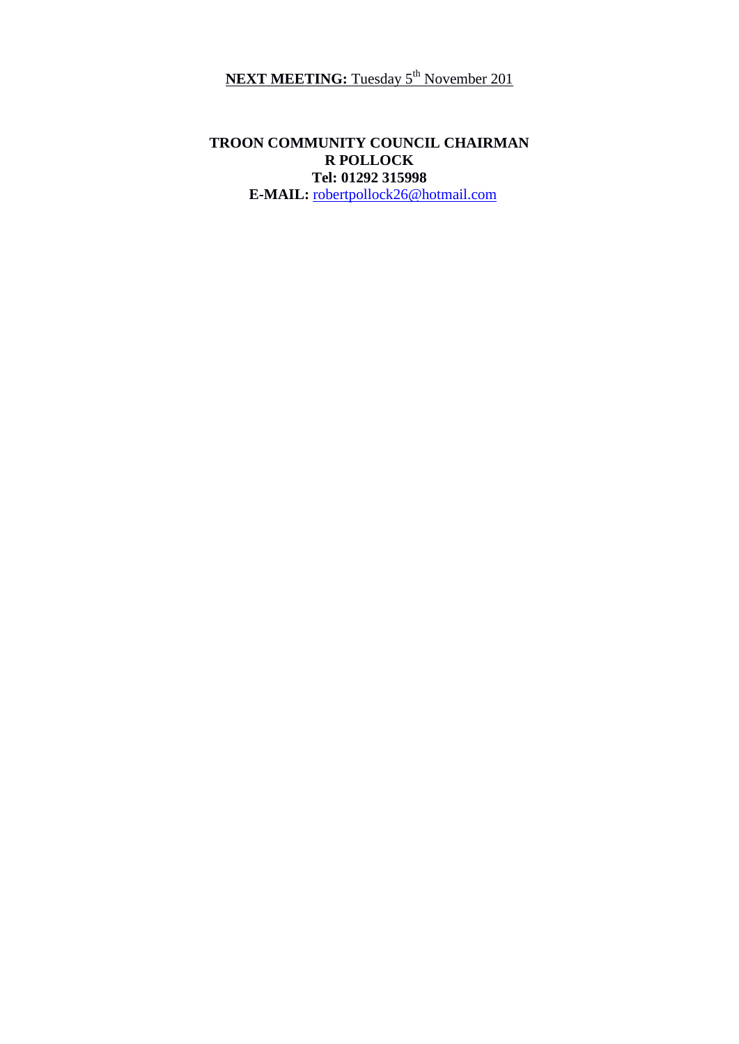**NEXT MEETING:** Tuesday 5th November 201

**TROON COMMUNITY COUNCIL CHAIRMAN**
**R POLLOCK**
**Tel: 01292 315998**
**E-MAIL:** robertpollock26@hotmail.com